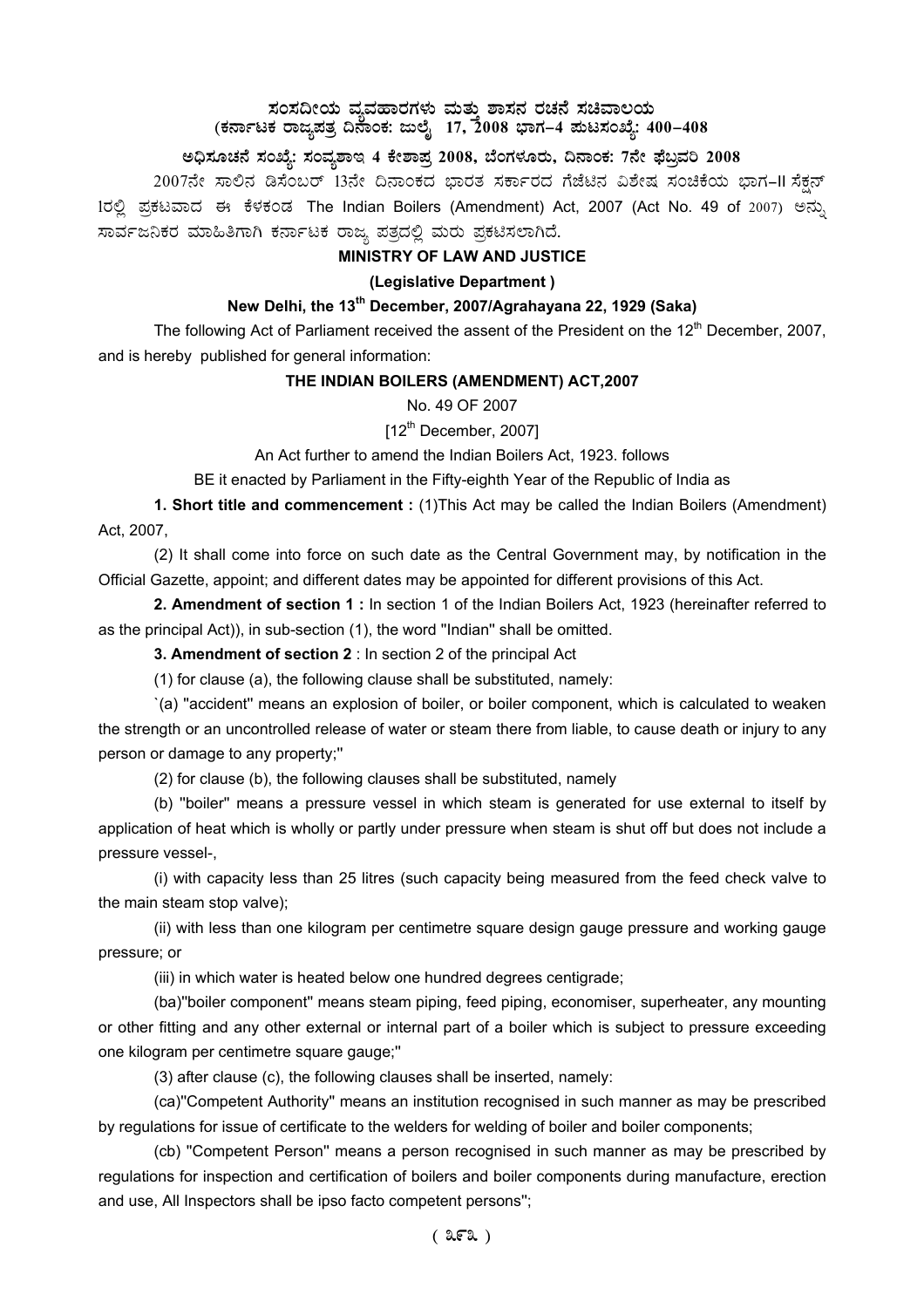# ಸಂಸದೀಯ ವ್ಯವಹಾರಗಳು ಮತ್ತು ಶಾಸನ ರಚನೆ ಸಚಿವಾಲಯ
## (ಕರ್ನಾಟಕ ರಾಜ್ಯಪತ್ರ ದಿನಾಂಕ: ಜುಲೈ 17, 2008 ಭಾಗ–4 ಪುಟಸಂಖ್ಯೆ: 400–408

### ಅಧಿಸೂಚನೆ ಸಂಖ್ಯೆ: ಸಂವ್ಯಶಾಇ 4 ಕೇಶಾಪ್ರ 2008, ಬೆಂಗಳೂರು, ದಿನಾಂಕ: 7ನೇ ಫೆಬ್ರವರಿ 2008

2007ನೇ ಸಾಲಿನ ಡಿಸೆಂಬರ್ 13ನೇ ದಿನಾಂಕದ ಭಾರತ ಸರ್ಕಾರದ ಗೆಜೆಟಿನ ವಿಶೇಷ ಸಂಚಿಕೆಯ ಭಾಗ–II ಸೆಕ್ಷನ್ 1ರಲ್ಲಿ ಪ್ರಕಟವಾದ ಈ ಕೆಳಕಂಡ The Indian Boilers (Amendment) Act, 2007 (Act No. 49 of 2007) ಅನ್ನು ಸಾರ್ವಜನಿಕರ ಮಾಹಿತಿಗಾಗಿ ಕರ್ನಾಟಕ ರಾಜ್ಯ ಪತ್ರದಲ್ಲಿ ಮರು ಪ್ರಕಟಿಸಲಾಗಿದೆ.

**MINISTRY OF LAW AND JUSTICE**

**(Legislative Department )**

**New Delhi, the 13th December, 2007/Agrahayana 22, 1929 (Saka)**

The following Act of Parliament received the assent of the President on the 12th December, 2007, and is hereby published for general information:

**THE INDIAN BOILERS (AMENDMENT) ACT,2007**

No. 49 OF 2007

[12th December, 2007]

An Act further to amend the Indian Boilers Act, 1923. follows

BE it enacted by Parliament in the Fifty-eighth Year of the Republic of India as

**1. Short title and commencement :** (1)This Act may be called the Indian Boilers (Amendment) Act, 2007,

(2) It shall come into force on such date as the Central Government may, by notification in the Official Gazette, appoint; and different dates may be appointed for different provisions of this Act.

**2. Amendment of section 1 :** In section 1 of the Indian Boilers Act, 1923 (hereinafter referred to as the principal Act)), in sub-section (1), the word "Indian" shall be omitted.

**3. Amendment of section 2** : In section 2 of the principal Act

(1) for clause (a), the following clause shall be substituted, namely:

`(a) "accident" means an explosion of boiler, or boiler component, which is calculated to weaken the strength or an uncontrolled release of water or steam there from liable, to cause death or injury to any person or damage to any property;"

(2) for clause (b), the following clauses shall be substituted, namely

(b) "boiler" means a pressure vessel in which steam is generated for use external to itself by application of heat which is wholly or partly under pressure when steam is shut off but does not include a pressure vessel-,

(i) with capacity less than 25 litres (such capacity being measured from the feed check valve to the main steam stop valve);

(ii) with less than one kilogram per centimetre square design gauge pressure and working gauge pressure; or

(iii) in which water is heated below one hundred degrees centigrade;

(ba)"boiler component" means steam piping, feed piping, economiser, superheater, any mounting or other fitting and any other external or internal part of a boiler which is subject to pressure exceeding one kilogram per centimetre square gauge;"

(3) after clause (c), the following clauses shall be inserted, namely:

(ca)"Competent Authority" means an institution recognised in such manner as may be prescribed by regulations for issue of certificate to the welders for welding of boiler and boiler components;

(cb) "Competent Person" means a person recognised in such manner as may be prescribed by regulations for inspection and certification of boilers and boiler components during manufacture, erection and use, All Inspectors shall be ipso facto competent persons";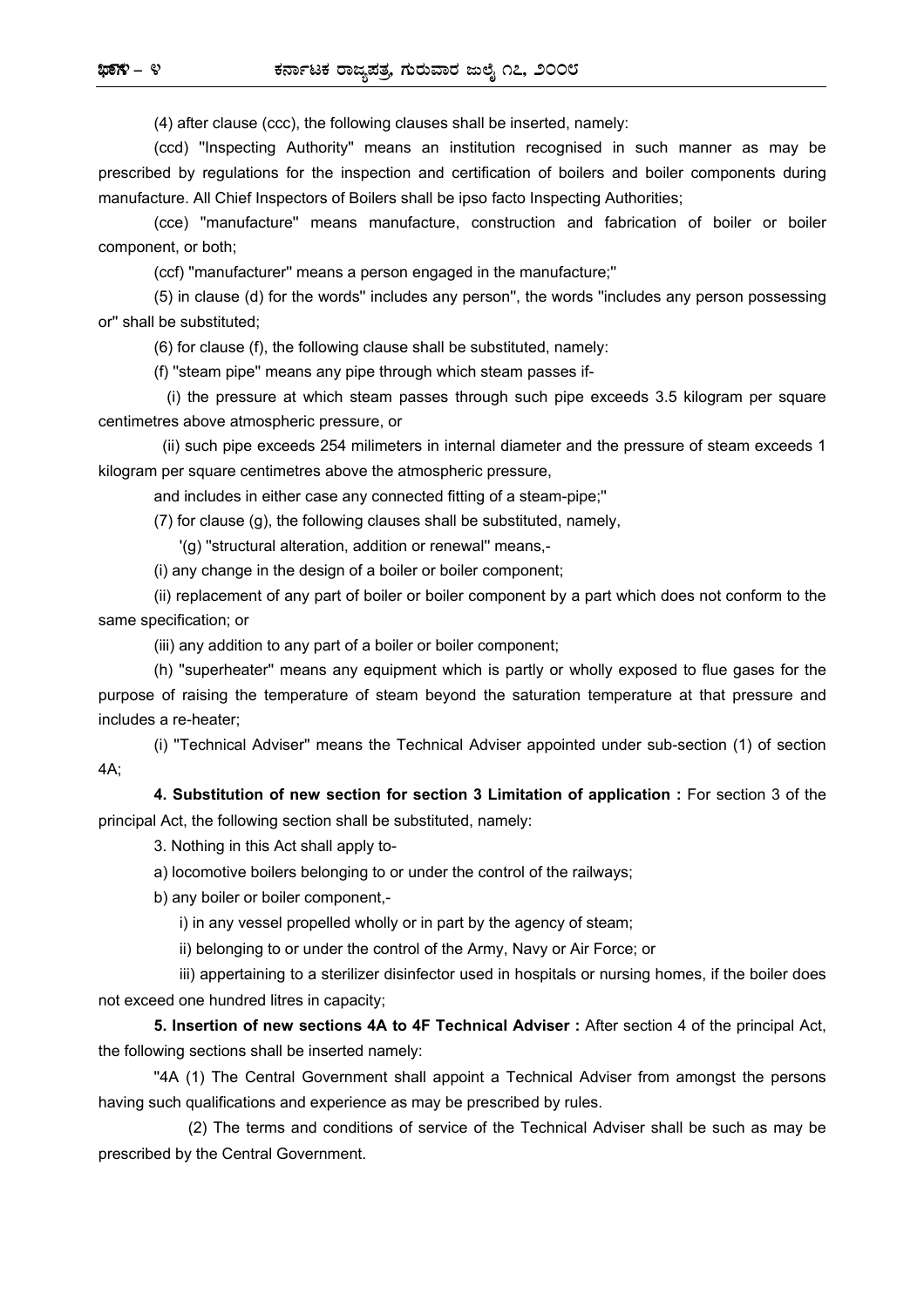(4) after clause (ccc), the following clauses shall be inserted, namely:

(ccd) "Inspecting Authority" means an institution recognised in such manner as may be prescribed by regulations for the inspection and certification of boilers and boiler components during manufacture. All Chief Inspectors of Boilers shall be ipso facto Inspecting Authorities;

(cce) "manufacture" means manufacture, construction and fabrication of boiler or boiler component, or both;

(ccf) "manufacturer" means a person engaged in the manufacture;"

(5) in clause (d) for the words" includes any person", the words "includes any person possessing or" shall be substituted;

(6) for clause (f), the following clause shall be substituted, namely:

(f) "steam pipe" means any pipe through which steam passes if-

(i) the pressure at which steam passes through such pipe exceeds 3.5 kilogram per square centimetres above atmospheric pressure, or

(ii) such pipe exceeds 254 milimeters in internal diameter and the pressure of steam exceeds 1 kilogram per square centimetres above the atmospheric pressure,

and includes in either case any connected fitting of a steam-pipe;"

(7) for clause (g), the following clauses shall be substituted, namely,

'(g) "structural alteration, addition or renewal" means,-

(i) any change in the design of a boiler or boiler component;

(ii) replacement of any part of boiler or boiler component by a part which does not conform to the same specification; or

(iii) any addition to any part of a boiler or boiler component;

(h) "superheater" means any equipment which is partly or wholly exposed to flue gases for the purpose of raising the temperature of steam beyond the saturation temperature at that pressure and includes a re-heater;

(i) "Technical Adviser" means the Technical Adviser appointed under sub-section (1) of section 4A;

**4. Substitution of new section for section 3 Limitation of application :** For section 3 of the principal Act, the following section shall be substituted, namely:

3. Nothing in this Act shall apply to-

a) locomotive boilers belonging to or under the control of the railways;

b) any boiler or boiler component,-

i) in any vessel propelled wholly or in part by the agency of steam;

ii) belonging to or under the control of the Army, Navy or Air Force; or

iii) appertaining to a sterilizer disinfector used in hospitals or nursing homes, if the boiler does not exceed one hundred litres in capacity;

**5. Insertion of new sections 4A to 4F Technical Adviser :** After section 4 of the principal Act, the following sections shall be inserted namely:

"4A (1) The Central Government shall appoint a Technical Adviser from amongst the persons having such qualifications and experience as may be prescribed by rules.

(2) The terms and conditions of service of the Technical Adviser shall be such as may be prescribed by the Central Government.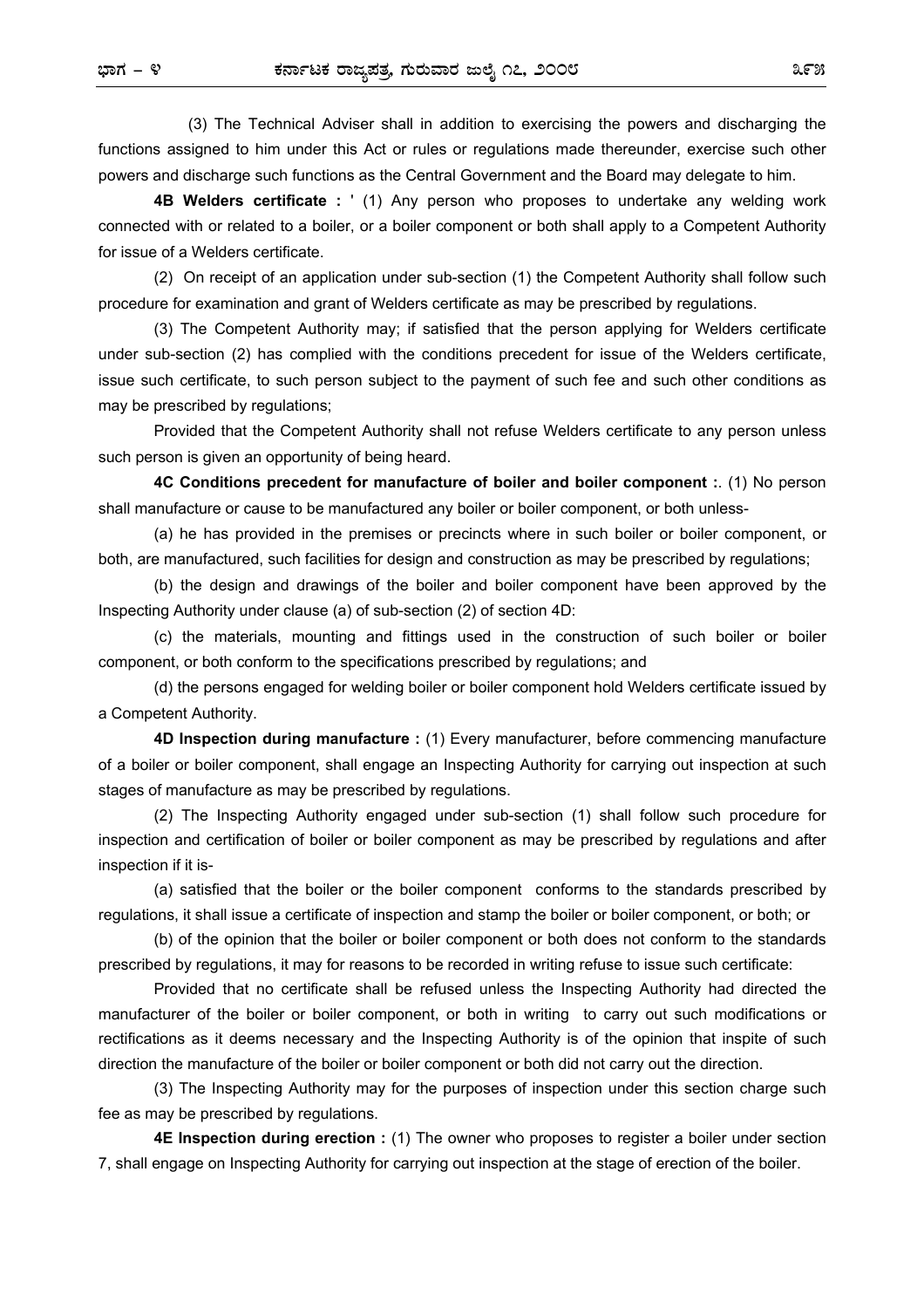(3) The Technical Adviser shall in addition to exercising the powers and discharging the functions assigned to him under this Act or rules or regulations made thereunder, exercise such other powers and discharge such functions as the Central Government and the Board may delegate to him.

**4B Welders certificate :** ' (1) Any person who proposes to undertake any welding work connected with or related to a boiler, or a boiler component or both shall apply to a Competent Authority for issue of a Welders certificate.

(2) On receipt of an application under sub-section (1) the Competent Authority shall follow such procedure for examination and grant of Welders certificate as may be prescribed by regulations.

(3) The Competent Authority may; if satisfied that the person applying for Welders certificate under sub-section (2) has complied with the conditions precedent for issue of the Welders certificate, issue such certificate, to such person subject to the payment of such fee and such other conditions as may be prescribed by regulations;

Provided that the Competent Authority shall not refuse Welders certificate to any person unless such person is given an opportunity of being heard.

**4C Conditions precedent for manufacture of boiler and boiler component :**. (1) No person shall manufacture or cause to be manufactured any boiler or boiler component, or both unless-

(a) he has provided in the premises or precincts where in such boiler or boiler component, or both, are manufactured, such facilities for design and construction as may be prescribed by regulations;

(b) the design and drawings of the boiler and boiler component have been approved by the Inspecting Authority under clause (a) of sub-section (2) of section 4D:

(c) the materials, mounting and fittings used in the construction of such boiler or boiler component, or both conform to the specifications prescribed by regulations; and

(d) the persons engaged for welding boiler or boiler component hold Welders certificate issued by a Competent Authority.

**4D Inspection during manufacture :** (1) Every manufacturer, before commencing manufacture of a boiler or boiler component, shall engage an Inspecting Authority for carrying out inspection at such stages of manufacture as may be prescribed by regulations.

(2) The Inspecting Authority engaged under sub-section (1) shall follow such procedure for inspection and certification of boiler or boiler component as may be prescribed by regulations and after inspection if it is-

(a) satisfied that the boiler or the boiler component conforms to the standards prescribed by regulations, it shall issue a certificate of inspection and stamp the boiler or boiler component, or both; or

(b) of the opinion that the boiler or boiler component or both does not conform to the standards prescribed by regulations, it may for reasons to be recorded in writing refuse to issue such certificate:

Provided that no certificate shall be refused unless the Inspecting Authority had directed the manufacturer of the boiler or boiler component, or both in writing to carry out such modifications or rectifications as it deems necessary and the Inspecting Authority is of the opinion that inspite of such direction the manufacture of the boiler or boiler component or both did not carry out the direction.

(3) The Inspecting Authority may for the purposes of inspection under this section charge such fee as may be prescribed by regulations.

**4E Inspection during erection :** (1) The owner who proposes to register a boiler under section 7, shall engage on Inspecting Authority for carrying out inspection at the stage of erection of the boiler.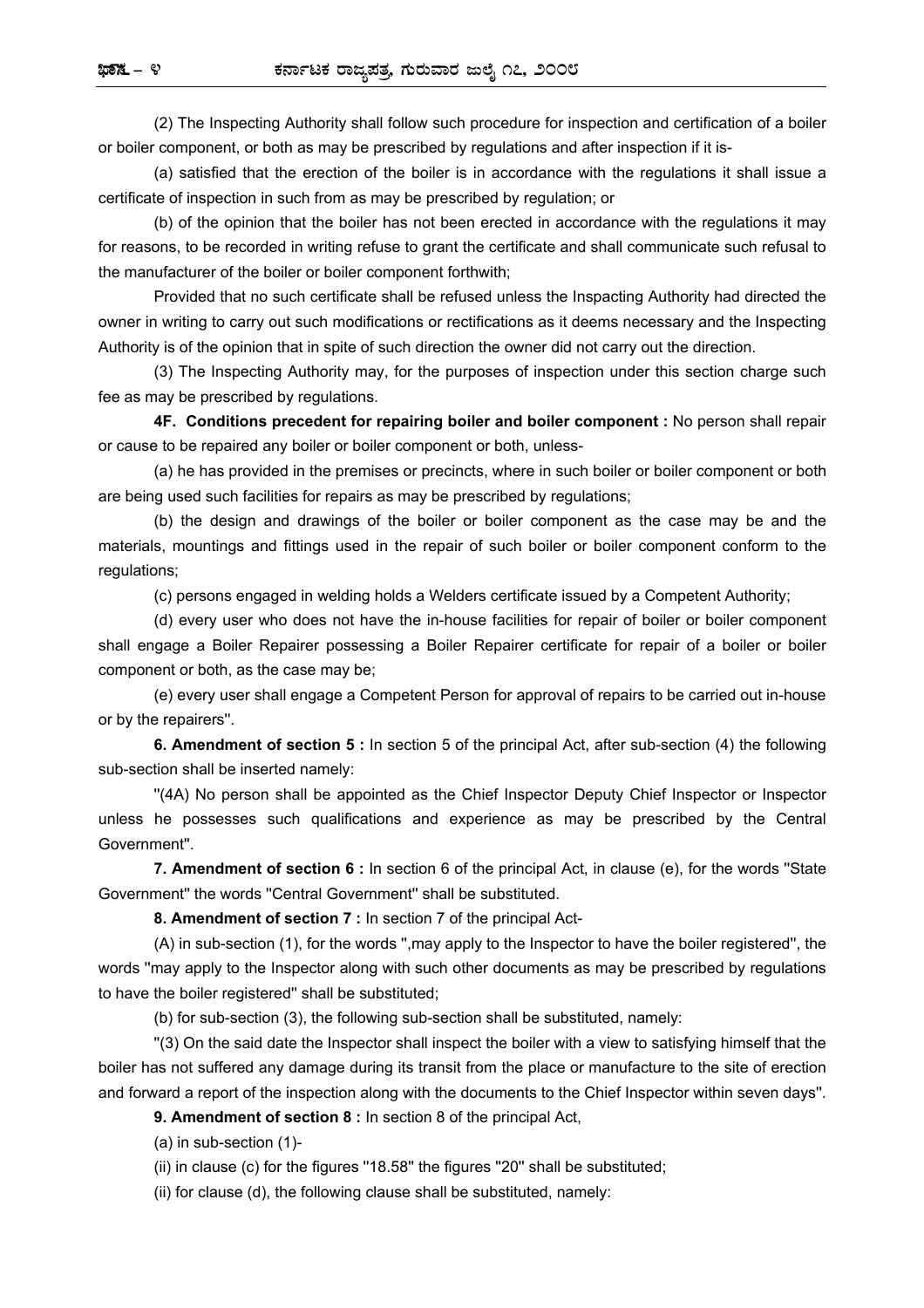(2) The Inspecting Authority shall follow such procedure for inspection and certification of a boiler or boiler component, or both as may be prescribed by regulations and after inspection if it is-

(a) satisfied that the erection of the boiler is in accordance with the regulations it shall issue a certificate of inspection in such from as may be prescribed by regulation; or

(b) of the opinion that the boiler has not been erected in accordance with the regulations it may for reasons, to be recorded in writing refuse to grant the certificate and shall communicate such refusal to the manufacturer of the boiler or boiler component forthwith;

Provided that no such certificate shall be refused unless the Inspacting Authority had directed the owner in writing to carry out such modifications or rectifications as it deems necessary and the Inspecting Authority is of the opinion that in spite of such direction the owner did not carry out the direction.

(3) The Inspecting Authority may, for the purposes of inspection under this section charge such fee as may be prescribed by regulations.

**4F. Conditions precedent for repairing boiler and boiler component :** No person shall repair or cause to be repaired any boiler or boiler component or both, unless-

(a) he has provided in the premises or precincts, where in such boiler or boiler component or both are being used such facilities for repairs as may be prescribed by regulations;

(b) the design and drawings of the boiler or boiler component as the case may be and the materials, mountings and fittings used in the repair of such boiler or boiler component conform to the regulations;

(c) persons engaged in welding holds a Welders certificate issued by a Competent Authority;

(d) every user who does not have the in-house facilities for repair of boiler or boiler component shall engage a Boiler Repairer possessing a Boiler Repairer certificate for repair of a boiler or boiler component or both, as the case may be;

(e) every user shall engage a Competent Person for approval of repairs to be carried out in-house or by the repairers".

**6. Amendment of section 5 :** In section 5 of the principal Act, after sub-section (4) the following sub-section shall be inserted namely:

"(4A) No person shall be appointed as the Chief Inspector Deputy Chief Inspector or Inspector unless he possesses such qualifications and experience as may be prescribed by the Central Government".

**7. Amendment of section 6 :** In section 6 of the principal Act, in clause (e), for the words "State Government" the words "Central Government" shall be substituted.

**8. Amendment of section 7 :** In section 7 of the principal Act-

(A) in sub-section (1), for the words ",may apply to the Inspector to have the boiler registered", the words "may apply to the Inspector along with such other documents as may be prescribed by regulations to have the boiler registered" shall be substituted;

(b) for sub-section (3), the following sub-section shall be substituted, namely:

"(3) On the said date the Inspector shall inspect the boiler with a view to satisfying himself that the boiler has not suffered any damage during its transit from the place or manufacture to the site of erection and forward a report of the inspection along with the documents to the Chief Inspector within seven days".

**9. Amendment of section 8 :** In section 8 of the principal Act,

(a) in sub-section (1)-

(ii) in clause (c) for the figures "18.58" the figures "20" shall be substituted;

(ii) for clause (d), the following clause shall be substituted, namely: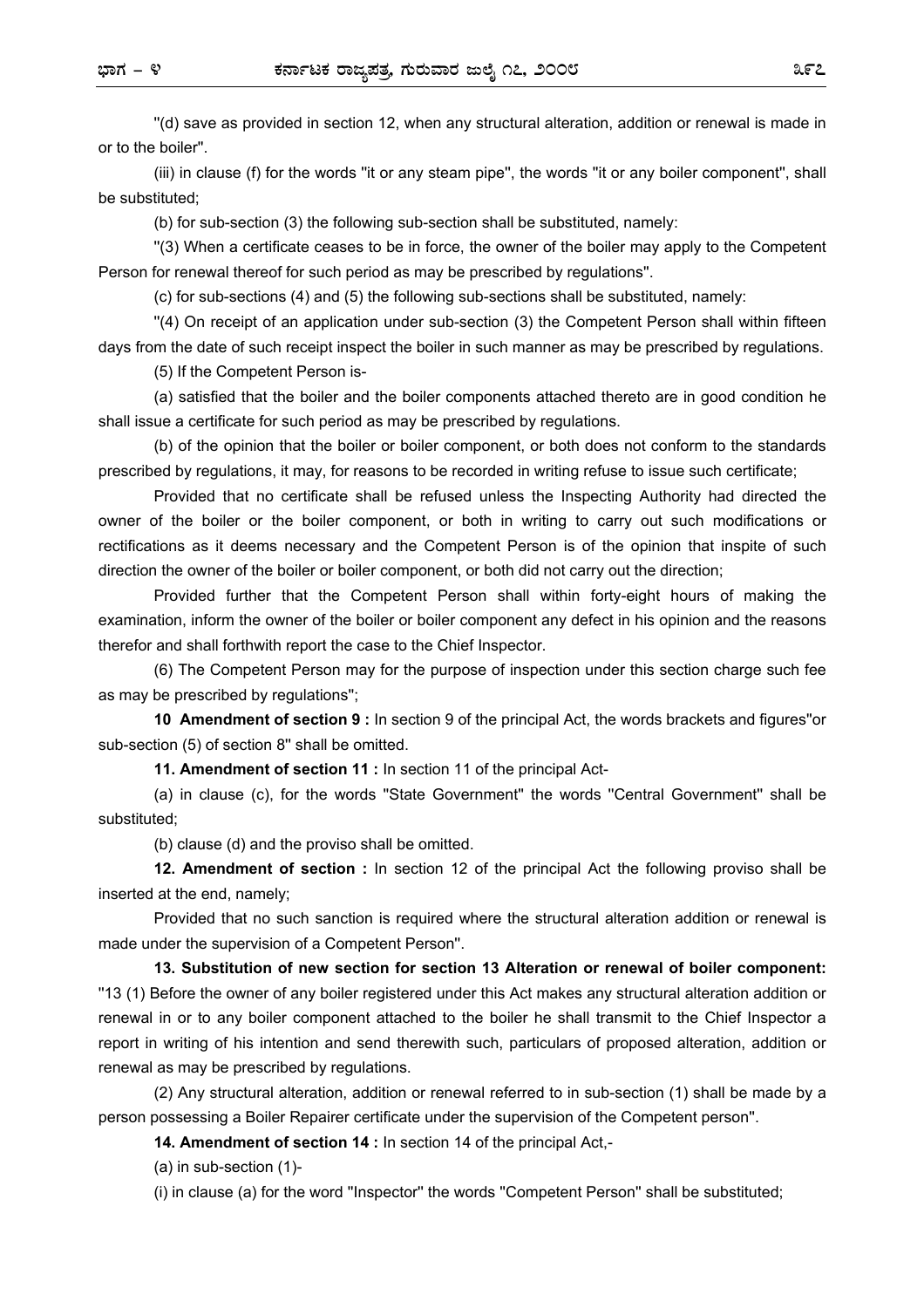"(d) save as provided in section 12, when any structural alteration, addition or renewal is made in or to the boiler".

(iii) in clause (f) for the words "it or any steam pipe", the words "it or any boiler component", shall be substituted;

(b) for sub-section (3) the following sub-section shall be substituted, namely:

"(3) When a certificate ceases to be in force, the owner of the boiler may apply to the Competent Person for renewal thereof for such period as may be prescribed by regulations".

(c) for sub-sections (4) and (5) the following sub-sections shall be substituted, namely:

"(4) On receipt of an application under sub-section (3) the Competent Person shall within fifteen days from the date of such receipt inspect the boiler in such manner as may be prescribed by regulations.

(5) If the Competent Person is-

(a) satisfied that the boiler and the boiler components attached thereto are in good condition he shall issue a certificate for such period as may be prescribed by regulations.

(b) of the opinion that the boiler or boiler component, or both does not conform to the standards prescribed by regulations, it may, for reasons to be recorded in writing refuse to issue such certificate;

Provided that no certificate shall be refused unless the Inspecting Authority had directed the owner of the boiler or the boiler component, or both in writing to carry out such modifications or rectifications as it deems necessary and the Competent Person is of the opinion that inspite of such direction the owner of the boiler or boiler component, or both did not carry out the direction;

Provided further that the Competent Person shall within forty-eight hours of making the examination, inform the owner of the boiler or boiler component any defect in his opinion and the reasons therefor and shall forthwith report the case to the Chief Inspector.

(6) The Competent Person may for the purpose of inspection under this section charge such fee as may be prescribed by regulations";

**10 Amendment of section 9 :** In section 9 of the principal Act, the words brackets and figures"or sub-section (5) of section 8" shall be omitted.

**11. Amendment of section 11 :** In section 11 of the principal Act-

(a) in clause (c), for the words "State Government" the words "Central Government" shall be substituted;

(b) clause (d) and the proviso shall be omitted.

**12. Amendment of section :** In section 12 of the principal Act the following proviso shall be inserted at the end, namely;

Provided that no such sanction is required where the structural alteration addition or renewal is made under the supervision of a Competent Person".

**13. Substitution of new section for section 13 Alteration or renewal of boiler component:** "13 (1) Before the owner of any boiler registered under this Act makes any structural alteration addition or renewal in or to any boiler component attached to the boiler he shall transmit to the Chief Inspector a report in writing of his intention and send therewith such, particulars of proposed alteration, addition or renewal as may be prescribed by regulations.

(2) Any structural alteration, addition or renewal referred to in sub-section (1) shall be made by a person possessing a Boiler Repairer certificate under the supervision of the Competent person".

**14. Amendment of section 14 :** In section 14 of the principal Act,-

(a) in sub-section (1)-

(i) in clause (a) for the word "Inspector" the words "Competent Person" shall be substituted;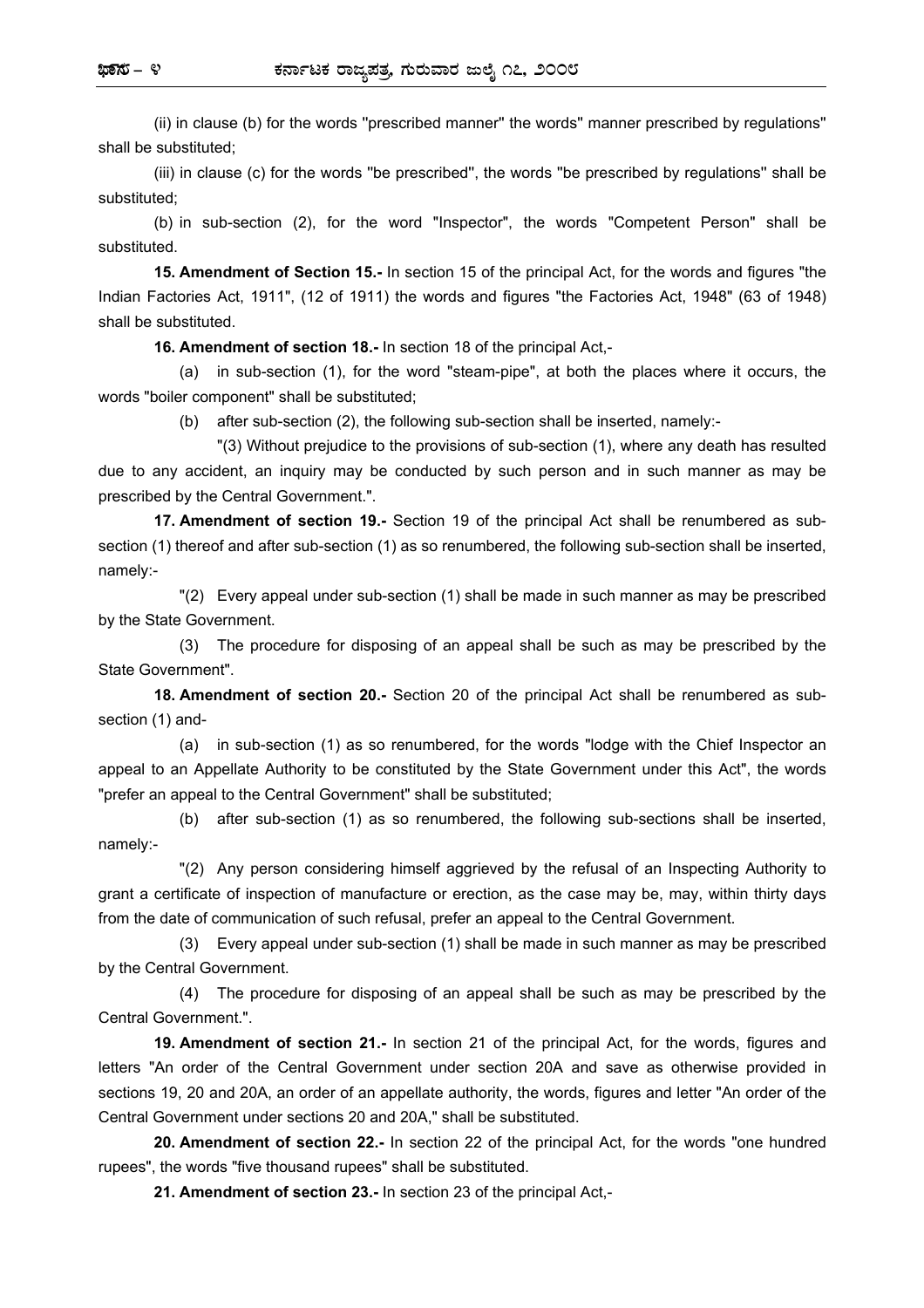(ii) in clause (b) for the words "prescribed manner" the words" manner prescribed by regulations" shall be substituted;

(iii) in clause (c) for the words "be prescribed", the words "be prescribed by regulations" shall be substituted;

(b) in sub-section (2), for the word "Inspector", the words "Competent Person" shall be substituted.

**15. Amendment of Section 15.-** In section 15 of the principal Act, for the words and figures "the Indian Factories Act, 1911", (12 of 1911) the words and figures "the Factories Act, 1948" (63 of 1948) shall be substituted.

**16. Amendment of section 18.-** In section 18 of the principal Act,-

(a) in sub-section (1), for the word "steam-pipe", at both the places where it occurs, the words "boiler component" shall be substituted;

(b) after sub-section (2), the following sub-section shall be inserted, namely:-

"(3) Without prejudice to the provisions of sub-section (1), where any death has resulted due to any accident, an inquiry may be conducted by such person and in such manner as may be prescribed by the Central Government.".

**17. Amendment of section 19.-** Section 19 of the principal Act shall be renumbered as sub-section (1) thereof and after sub-section (1) as so renumbered, the following sub-section shall be inserted, namely:-

"(2) Every appeal under sub-section (1) shall be made in such manner as may be prescribed by the State Government.

(3) The procedure for disposing of an appeal shall be such as may be prescribed by the State Government".

**18. Amendment of section 20.-** Section 20 of the principal Act shall be renumbered as sub-section (1) and-

(a) in sub-section (1) as so renumbered, for the words "lodge with the Chief Inspector an appeal to an Appellate Authority to be constituted by the State Government under this Act", the words "prefer an appeal to the Central Government" shall be substituted;

(b) after sub-section (1) as so renumbered, the following sub-sections shall be inserted, namely:-

"(2) Any person considering himself aggrieved by the refusal of an Inspecting Authority to grant a certificate of inspection of manufacture or erection, as the case may be, may, within thirty days from the date of communication of such refusal, prefer an appeal to the Central Government.

(3) Every appeal under sub-section (1) shall be made in such manner as may be prescribed by the Central Government.

(4) The procedure for disposing of an appeal shall be such as may be prescribed by the Central Government.".

**19. Amendment of section 21.-** In section 21 of the principal Act, for the words, figures and letters "An order of the Central Government under section 20A and save as otherwise provided in sections 19, 20 and 20A, an order of an appellate authority, the words, figures and letter "An order of the Central Government under sections 20 and 20A," shall be substituted.

**20. Amendment of section 22.-** In section 22 of the principal Act, for the words "one hundred rupees", the words "five thousand rupees" shall be substituted.

**21. Amendment of section 23.-** In section 23 of the principal Act,-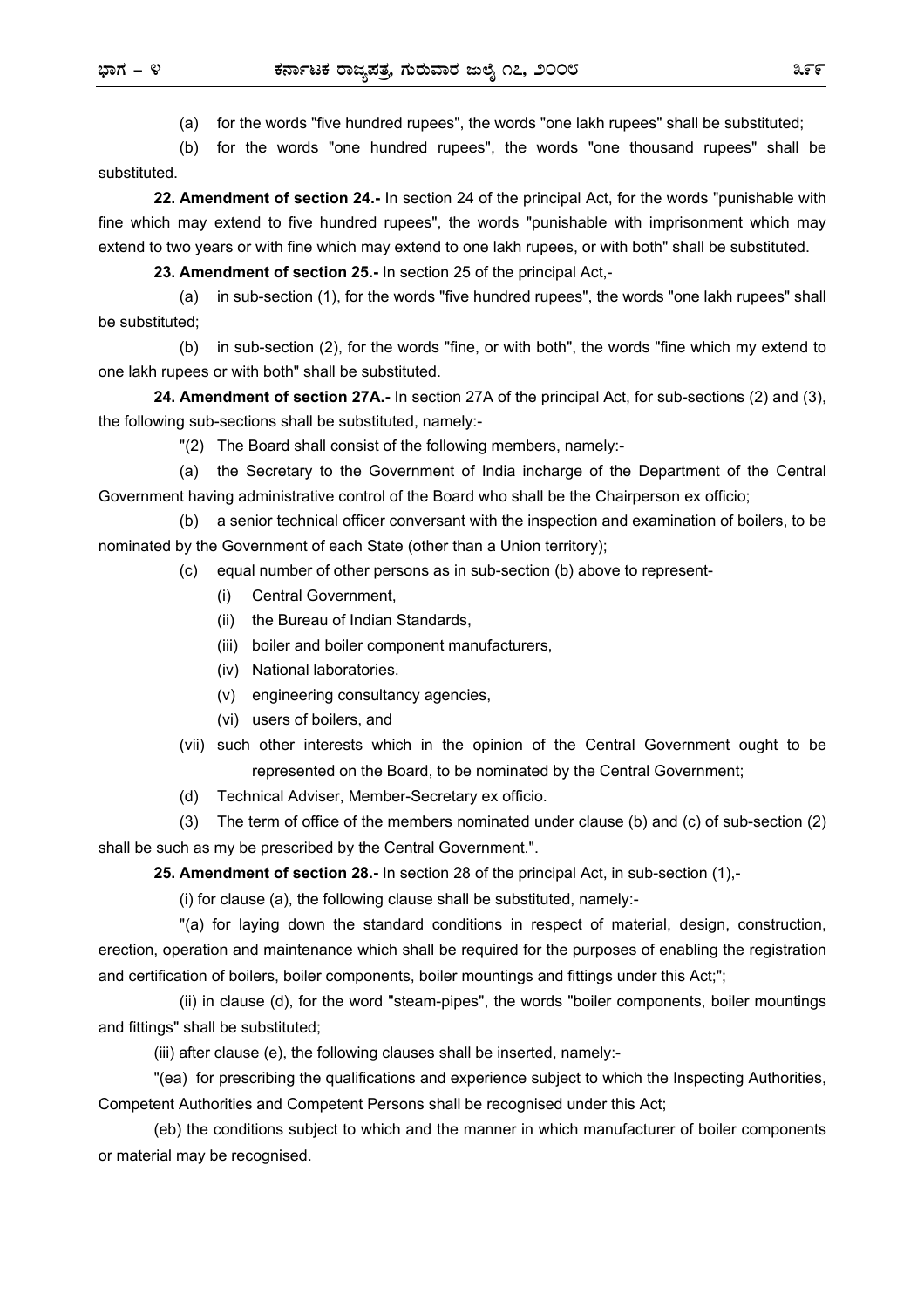(a) for the words "five hundred rupees", the words "one lakh rupees" shall be substituted;

(b) for the words "one hundred rupees", the words "one thousand rupees" shall be substituted.

**22. Amendment of section 24.-** In section 24 of the principal Act, for the words "punishable with fine which may extend to five hundred rupees", the words "punishable with imprisonment which may extend to two years or with fine which may extend to one lakh rupees, or with both" shall be substituted.

**23. Amendment of section 25.-** In section 25 of the principal Act,-

(a) in sub-section (1), for the words "five hundred rupees", the words "one lakh rupees" shall be substituted;

(b) in sub-section (2), for the words "fine, or with both", the words "fine which my extend to one lakh rupees or with both" shall be substituted.

**24. Amendment of section 27A.-** In section 27A of the principal Act, for sub-sections (2) and (3), the following sub-sections shall be substituted, namely:-

"(2) The Board shall consist of the following members, namely:-

(a) the Secretary to the Government of India incharge of the Department of the Central Government having administrative control of the Board who shall be the Chairperson ex officio;

(b) a senior technical officer conversant with the inspection and examination of boilers, to be nominated by the Government of each State (other than a Union territory);

(c) equal number of other persons as in sub-section (b) above to represent-

(i) Central Government,

(ii) the Bureau of Indian Standards,

(iii) boiler and boiler component manufacturers,

(iv) National laboratories.

(v) engineering consultancy agencies,

(vi) users of boilers, and

(vii) such other interests which in the opinion of the Central Government ought to be represented on the Board, to be nominated by the Central Government;

(d) Technical Adviser, Member-Secretary ex officio.

(3) The term of office of the members nominated under clause (b) and (c) of sub-section (2) shall be such as my be prescribed by the Central Government.".

**25. Amendment of section 28.-** In section 28 of the principal Act, in sub-section (1),-

(i) for clause (a), the following clause shall be substituted, namely:-

"(a) for laying down the standard conditions in respect of material, design, construction, erection, operation and maintenance which shall be required for the purposes of enabling the registration and certification of boilers, boiler components, boiler mountings and fittings under this Act;";

(ii) in clause (d), for the word "steam-pipes", the words "boiler components, boiler mountings and fittings" shall be substituted;

(iii) after clause (e), the following clauses shall be inserted, namely:-

"(ea) for prescribing the qualifications and experience subject to which the Inspecting Authorities, Competent Authorities and Competent Persons shall be recognised under this Act;

(eb) the conditions subject to which and the manner in which manufacturer of boiler components or material may be recognised.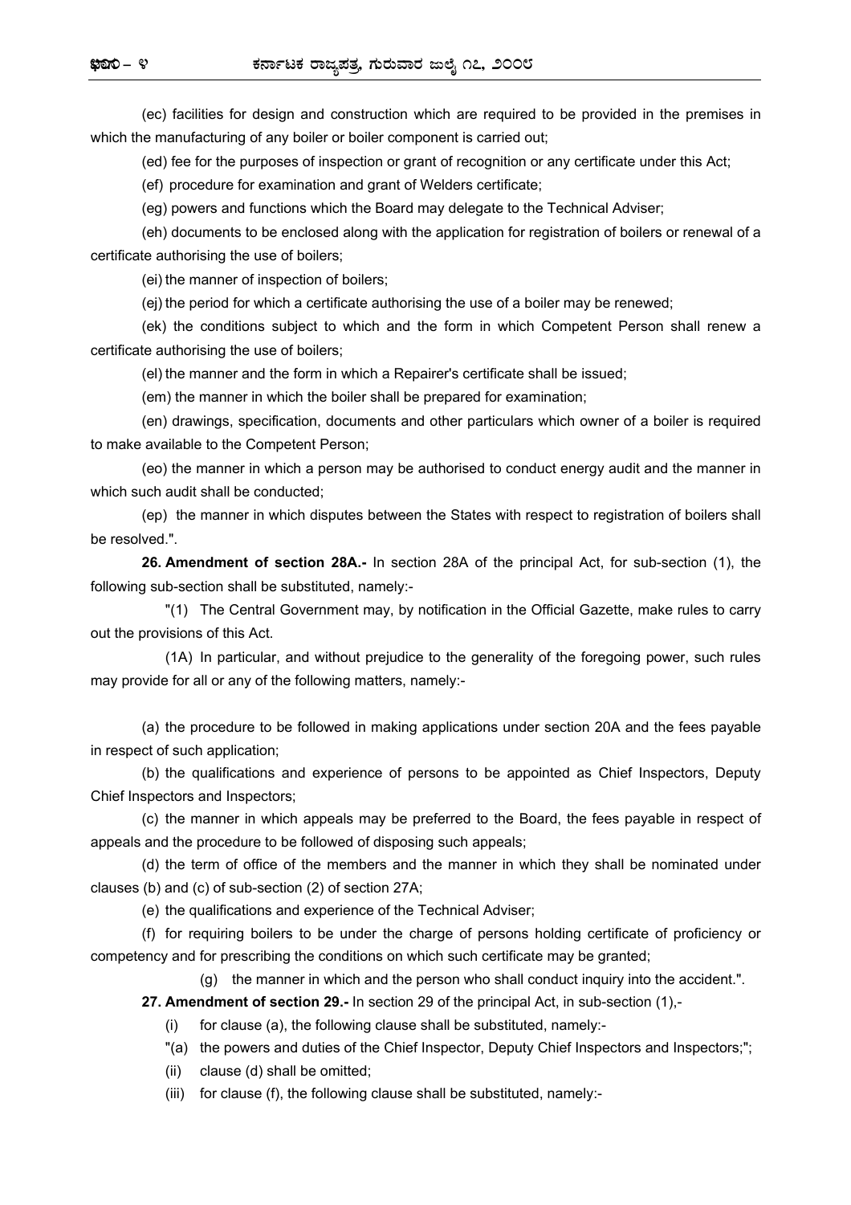(ec) facilities for design and construction which are required to be provided in the premises in which the manufacturing of any boiler or boiler component is carried out;

(ed) fee for the purposes of inspection or grant of recognition or any certificate under this Act;

(ef) procedure for examination and grant of Welders certificate;

(eg) powers and functions which the Board may delegate to the Technical Adviser;

(eh) documents to be enclosed along with the application for registration of boilers or renewal of a certificate authorising the use of boilers;

(ei) the manner of inspection of boilers;

(ej) the period for which a certificate authorising the use of a boiler may be renewed;

(ek) the conditions subject to which and the form in which Competent Person shall renew a certificate authorising the use of boilers;

(el) the manner and the form in which a Repairer's certificate shall be issued;

(em) the manner in which the boiler shall be prepared for examination;

(en) drawings, specification, documents and other particulars which owner of a boiler is required to make available to the Competent Person;

(eo) the manner in which a person may be authorised to conduct energy audit and the manner in which such audit shall be conducted;

(ep) the manner in which disputes between the States with respect to registration of boilers shall be resolved.".

**26. Amendment of section 28A.-** In section 28A of the principal Act, for sub-section (1), the following sub-section shall be substituted, namely:-

"(1) The Central Government may, by notification in the Official Gazette, make rules to carry out the provisions of this Act.

(1A) In particular, and without prejudice to the generality of the foregoing power, such rules may provide for all or any of the following matters, namely:-

(a) the procedure to be followed in making applications under section 20A and the fees payable in respect of such application;

(b) the qualifications and experience of persons to be appointed as Chief Inspectors, Deputy Chief Inspectors and Inspectors;

(c) the manner in which appeals may be preferred to the Board, the fees payable in respect of appeals and the procedure to be followed of disposing such appeals;

(d) the term of office of the members and the manner in which they shall be nominated under clauses (b) and (c) of sub-section (2) of section 27A;

(e) the qualifications and experience of the Technical Adviser;

(f) for requiring boilers to be under the charge of persons holding certificate of proficiency or competency and for prescribing the conditions on which such certificate may be granted;

(g) the manner in which and the person who shall conduct inquiry into the accident.".

**27. Amendment of section 29.-** In section 29 of the principal Act, in sub-section (1),-

(i) for clause (a), the following clause shall be substituted, namely:-

"(a) the powers and duties of the Chief Inspector, Deputy Chief Inspectors and Inspectors;";

(ii) clause (d) shall be omitted;

(iii) for clause (f), the following clause shall be substituted, namely:-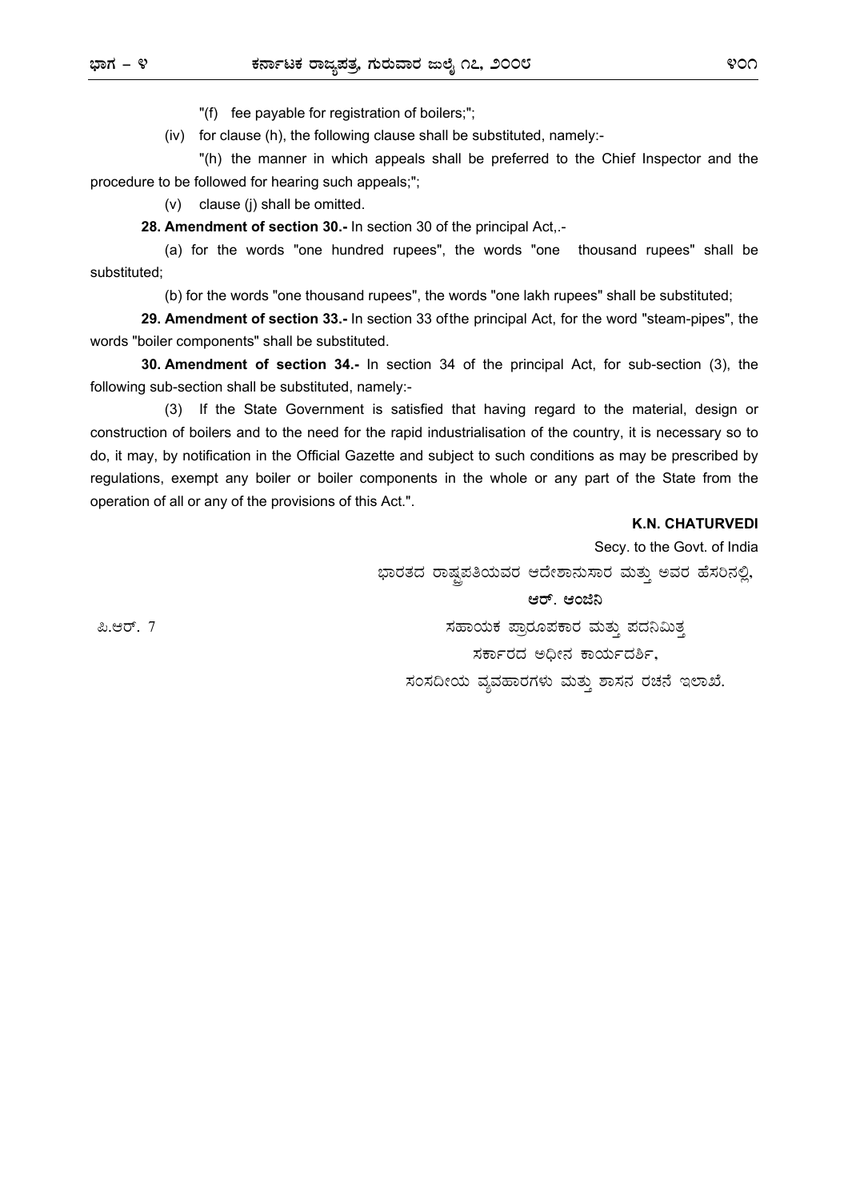"(f) fee payable for registration of boilers;";

(iv) for clause (h), the following clause shall be substituted, namely:-

"(h) the manner in which appeals shall be preferred to the Chief Inspector and the procedure to be followed for hearing such appeals;";

(v) clause (j) shall be omitted.

**28. Amendment of section 30.-** In section 30 of the principal Act,.-

(a) for the words "one hundred rupees", the words "one thousand rupees" shall be substituted;

(b) for the words "one thousand rupees", the words "one lakh rupees" shall be substituted;

**29. Amendment of section 33.-** In section 33 ofthe principal Act, for the word "steam-pipes", the words "boiler components" shall be substituted.

**30. Amendment of section 34.-** In section 34 of the principal Act, for sub-section (3), the following sub-section shall be substituted, namely:-

(3) If the State Government is satisfied that having regard to the material, design or construction of boilers and to the need for the rapid industrialisation of the country, it is necessary so to do, it may, by notification in the Official Gazette and subject to such conditions as may be prescribed by regulations, exempt any boiler or boiler components in the whole or any part of the State from the operation of all or any of the provisions of this Act.".

**K.N. CHATURVEDI**

Secy. to the Govt. of India

ಭಾರತದ ರಾಷ್ಟ್ರಪತಿಯವರ ಆದೇಶಾನುಸಾರ ಮತ್ತು ಅವರ ಹೆಸರಿನಲ್ಲಿ,

**ಆರ್. ಆಂಜಿನಿ**

ಪಿ.ಆರ್. 7

ಸಹಾಯಕ ಪ್ರಾರೂಪಕಾರ ಮತ್ತು ಪದನಿಮಿತ್ತ

ಸರ್ಕಾರದ ಅಧೀನ ಕಾರ್ಯದರ್ಶಿ,

ಸಂಸದೀಯ ವ್ಯವಹಾರಗಳು ಮತ್ತು ಶಾಸನ ರಚನೆ ಇಲಾಖೆ.